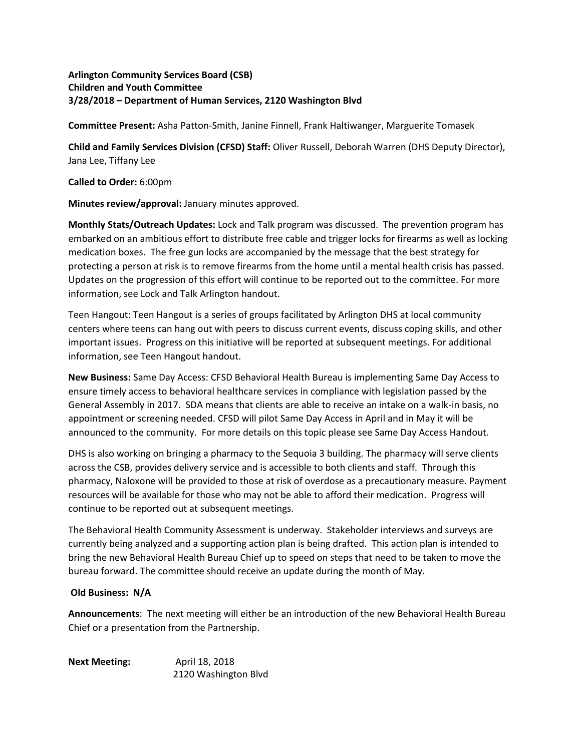**Arlington Community Services Board (CSB)**
**Children and Youth Committee**
**3/28/2018 – Department of Human Services, 2120 Washington Blvd**

**Committee Present:** Asha Patton-Smith, Janine Finnell, Frank Haltiwanger, Marguerite Tomasek

**Child and Family Services Division (CFSD) Staff:** Oliver Russell, Deborah Warren (DHS Deputy Director), Jana Lee, Tiffany Lee

**Called to Order:** 6:00pm

**Minutes review/approval:** January minutes approved.

**Monthly Stats/Outreach Updates:** Lock and Talk program was discussed. The prevention program has embarked on an ambitious effort to distribute free cable and trigger locks for firearms as well as locking medication boxes. The free gun locks are accompanied by the message that the best strategy for protecting a person at risk is to remove firearms from the home until a mental health crisis has passed. Updates on the progression of this effort will continue to be reported out to the committee. For more information, see Lock and Talk Arlington handout.

Teen Hangout: Teen Hangout is a series of groups facilitated by Arlington DHS at local community centers where teens can hang out with peers to discuss current events, discuss coping skills, and other important issues. Progress on this initiative will be reported at subsequent meetings. For additional information, see Teen Hangout handout.

**New Business:** Same Day Access: CFSD Behavioral Health Bureau is implementing Same Day Access to ensure timely access to behavioral healthcare services in compliance with legislation passed by the General Assembly in 2017. SDA means that clients are able to receive an intake on a walk-in basis, no appointment or screening needed. CFSD will pilot Same Day Access in April and in May it will be announced to the community. For more details on this topic please see Same Day Access Handout.

DHS is also working on bringing a pharmacy to the Sequoia 3 building. The pharmacy will serve clients across the CSB, provides delivery service and is accessible to both clients and staff. Through this pharmacy, Naloxone will be provided to those at risk of overdose as a precautionary measure. Payment resources will be available for those who may not be able to afford their medication. Progress will continue to be reported out at subsequent meetings.

The Behavioral Health Community Assessment is underway. Stakeholder interviews and surveys are currently being analyzed and a supporting action plan is being drafted. This action plan is intended to bring the new Behavioral Health Bureau Chief up to speed on steps that need to be taken to move the bureau forward. The committee should receive an update during the month of May.

**Old Business: N/A**

**Announcements**: The next meeting will either be an introduction of the new Behavioral Health Bureau Chief or a presentation from the Partnership.

**Next Meeting:** April 18, 2018
2120 Washington Blvd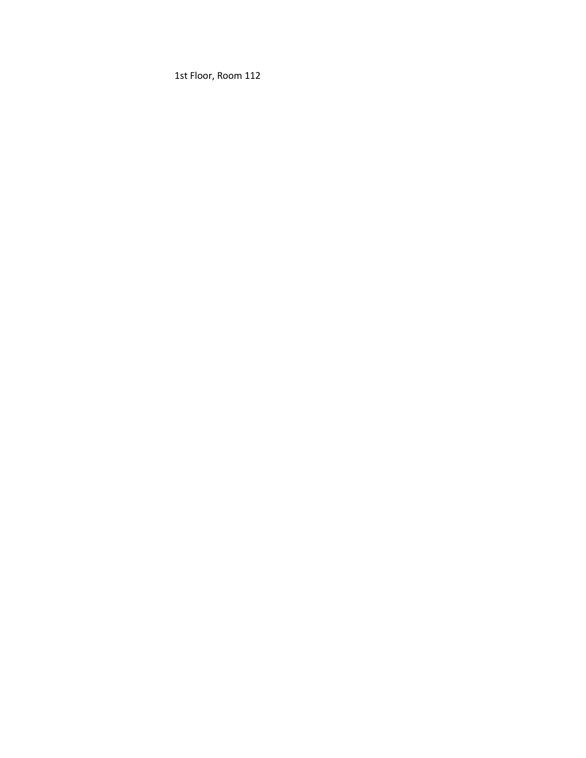1st Floor, Room 112